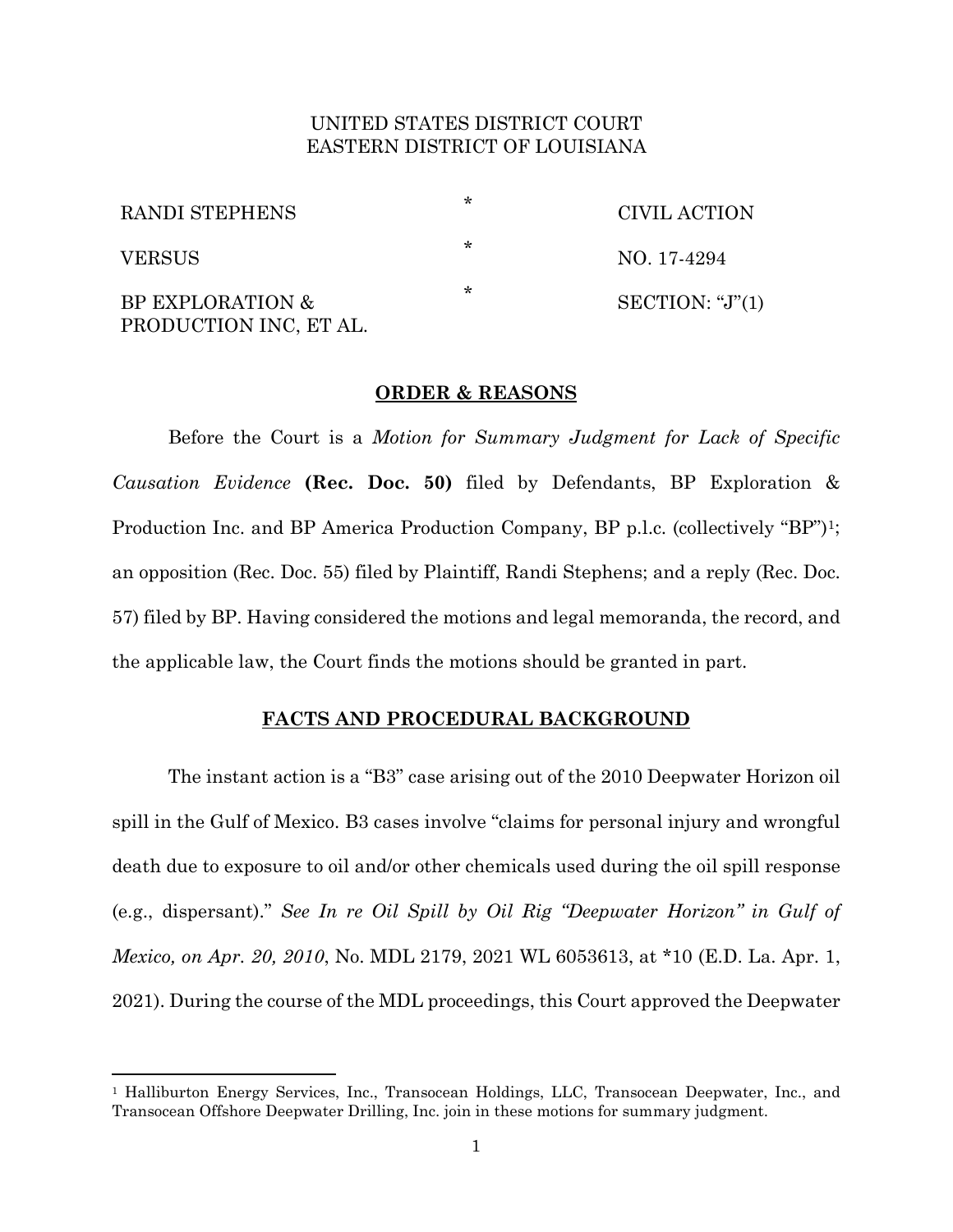UNITED STATES DISTRICT COURT
EASTERN DISTRICT OF LOUISIANA

| | | |
|---|---|---|
| RANDI STEPHENS | * | CIVIL ACTION |
| VERSUS | * | NO. 17-4294 |
| BP EXPLORATION & PRODUCTION INC, ET AL. | * | SECTION: "J"(1) |

**ORDER & REASONS**

Before the Court is a *Motion for Summary Judgment for Lack of Specific Causation Evidence* **(Rec. Doc. 50)** filed by Defendants, BP Exploration & Production Inc. and BP America Production Company, BP p.l.c. (collectively "BP")[1]; an opposition (Rec. Doc. 55) filed by Plaintiff, Randi Stephens; and a reply (Rec. Doc. 57) filed by BP. Having considered the motions and legal memoranda, the record, and the applicable law, the Court finds the motions should be granted in part.

**FACTS AND PROCEDURAL BACKGROUND**

The instant action is a "B3" case arising out of the 2010 Deepwater Horizon oil spill in the Gulf of Mexico. B3 cases involve "claims for personal injury and wrongful death due to exposure to oil and/or other chemicals used during the oil spill response (e.g., dispersant)." *See In re Oil Spill by Oil Rig "Deepwater Horizon" in Gulf of Mexico, on Apr. 20, 2010*, No. MDL 2179, 2021 WL 6053613, at *10 (E.D. La. Apr. 1, 2021). During the course of the MDL proceedings, this Court approved the Deepwater

[1] Halliburton Energy Services, Inc., Transocean Holdings, LLC, Transocean Deepwater, Inc., and Transocean Offshore Deepwater Drilling, Inc. join in these motions for summary judgment.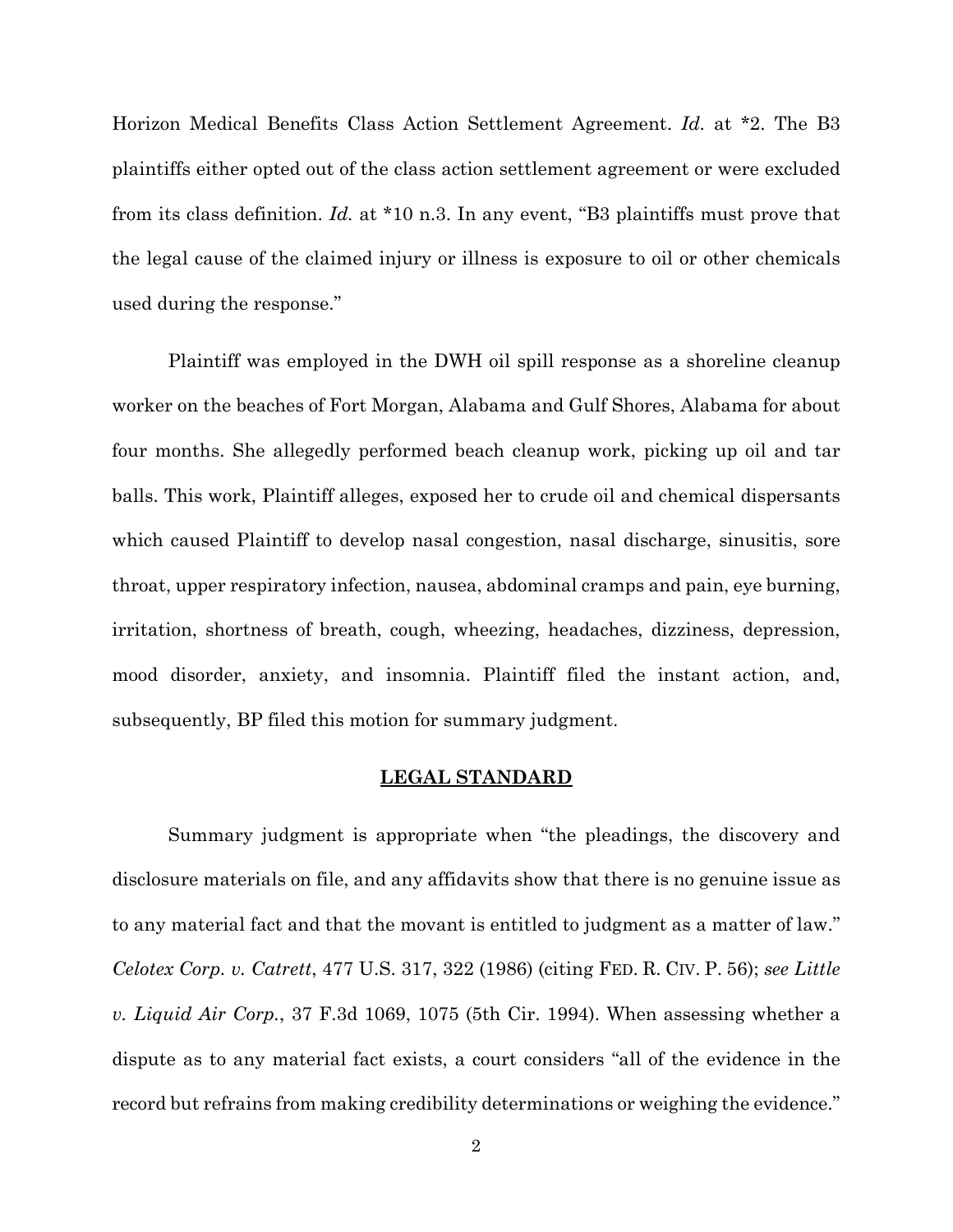Horizon Medical Benefits Class Action Settlement Agreement. *Id.* at *2. The B3 plaintiffs either opted out of the class action settlement agreement or were excluded from its class definition. *Id.* at *10 n.3. In any event, "B3 plaintiffs must prove that the legal cause of the claimed injury or illness is exposure to oil or other chemicals used during the response."

Plaintiff was employed in the DWH oil spill response as a shoreline cleanup worker on the beaches of Fort Morgan, Alabama and Gulf Shores, Alabama for about four months. She allegedly performed beach cleanup work, picking up oil and tar balls. This work, Plaintiff alleges, exposed her to crude oil and chemical dispersants which caused Plaintiff to develop nasal congestion, nasal discharge, sinusitis, sore throat, upper respiratory infection, nausea, abdominal cramps and pain, eye burning, irritation, shortness of breath, cough, wheezing, headaches, dizziness, depression, mood disorder, anxiety, and insomnia. Plaintiff filed the instant action, and, subsequently, BP filed this motion for summary judgment.

## LEGAL STANDARD

Summary judgment is appropriate when "the pleadings, the discovery and disclosure materials on file, and any affidavits show that there is no genuine issue as to any material fact and that the movant is entitled to judgment as a matter of law." *Celotex Corp. v. Catrett*, 477 U.S. 317, 322 (1986) (citing FED. R. CIV. P. 56); *see Little v. Liquid Air Corp.*, 37 F.3d 1069, 1075 (5th Cir. 1994). When assessing whether a dispute as to any material fact exists, a court considers "all of the evidence in the record but refrains from making credibility determinations or weighing the evidence."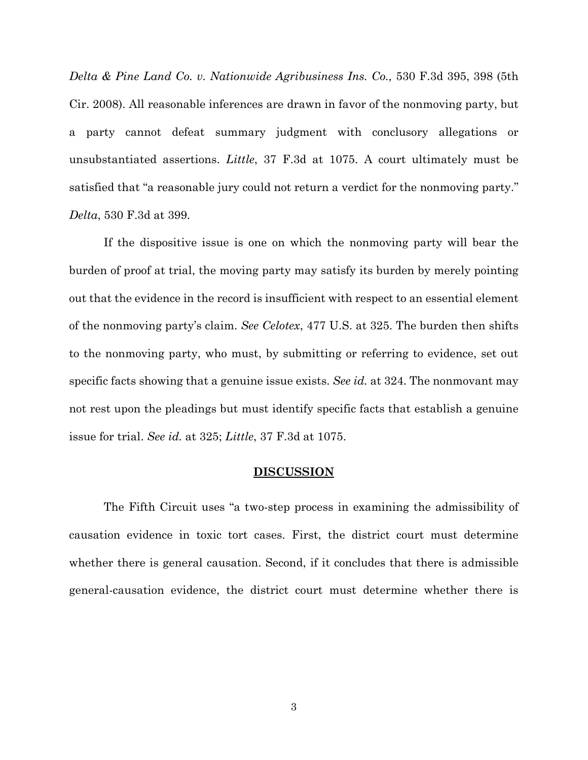*Delta & Pine Land Co. v. Nationwide Agribusiness Ins. Co.,* 530 F.3d 395, 398 (5th Cir. 2008). All reasonable inferences are drawn in favor of the nonmoving party, but a party cannot defeat summary judgment with conclusory allegations or unsubstantiated assertions. *Little*, 37 F.3d at 1075. A court ultimately must be satisfied that "a reasonable jury could not return a verdict for the nonmoving party." *Delta*, 530 F.3d at 399.

If the dispositive issue is one on which the nonmoving party will bear the burden of proof at trial, the moving party may satisfy its burden by merely pointing out that the evidence in the record is insufficient with respect to an essential element of the nonmoving party's claim. *See Celotex*, 477 U.S. at 325. The burden then shifts to the nonmoving party, who must, by submitting or referring to evidence, set out specific facts showing that a genuine issue exists. *See id.* at 324. The nonmovant may not rest upon the pleadings but must identify specific facts that establish a genuine issue for trial. *See id.* at 325; *Little*, 37 F.3d at 1075.

## DISCUSSION

The Fifth Circuit uses "a two-step process in examining the admissibility of causation evidence in toxic tort cases. First, the district court must determine whether there is general causation. Second, if it concludes that there is admissible general-causation evidence, the district court must determine whether there is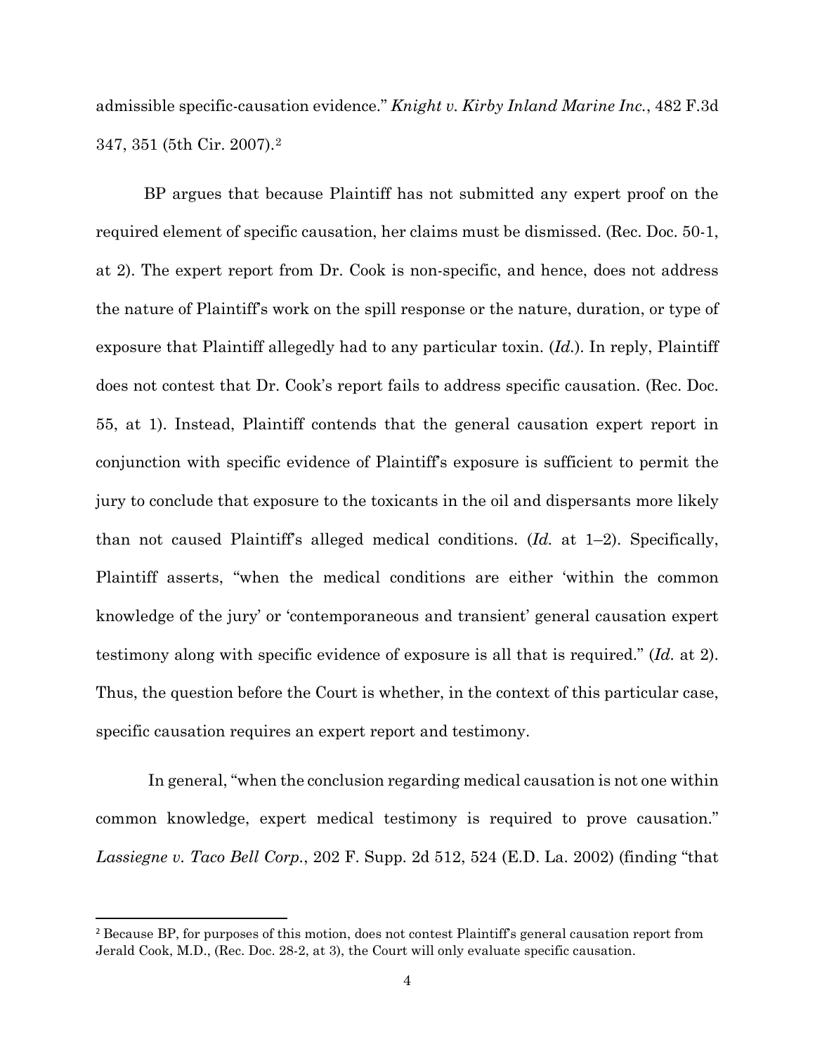admissible specific-causation evidence." *Knight v. Kirby Inland Marine Inc.*, 482 F.3d 347, 351 (5th Cir. 2007).[2]

BP argues that because Plaintiff has not submitted any expert proof on the required element of specific causation, her claims must be dismissed. (Rec. Doc. 50-1, at 2). The expert report from Dr. Cook is non-specific, and hence, does not address the nature of Plaintiff's work on the spill response or the nature, duration, or type of exposure that Plaintiff allegedly had to any particular toxin. (*Id.*). In reply, Plaintiff does not contest that Dr. Cook's report fails to address specific causation. (Rec. Doc. 55, at 1). Instead, Plaintiff contends that the general causation expert report in conjunction with specific evidence of Plaintiff's exposure is sufficient to permit the jury to conclude that exposure to the toxicants in the oil and dispersants more likely than not caused Plaintiff's alleged medical conditions. (*Id.* at 1–2). Specifically, Plaintiff asserts, "when the medical conditions are either 'within the common knowledge of the jury' or 'contemporaneous and transient' general causation expert testimony along with specific evidence of exposure is all that is required." (*Id.* at 2). Thus, the question before the Court is whether, in the context of this particular case, specific causation requires an expert report and testimony.

In general, "when the conclusion regarding medical causation is not one within common knowledge, expert medical testimony is required to prove causation." *Lassiegne v. Taco Bell Corp.*, 202 F. Supp. 2d 512, 524 (E.D. La. 2002) (finding "that

---

[2] Because BP, for purposes of this motion, does not contest Plaintiff's general causation report from Jerald Cook, M.D., (Rec. Doc. 28-2, at 3), the Court will only evaluate specific causation.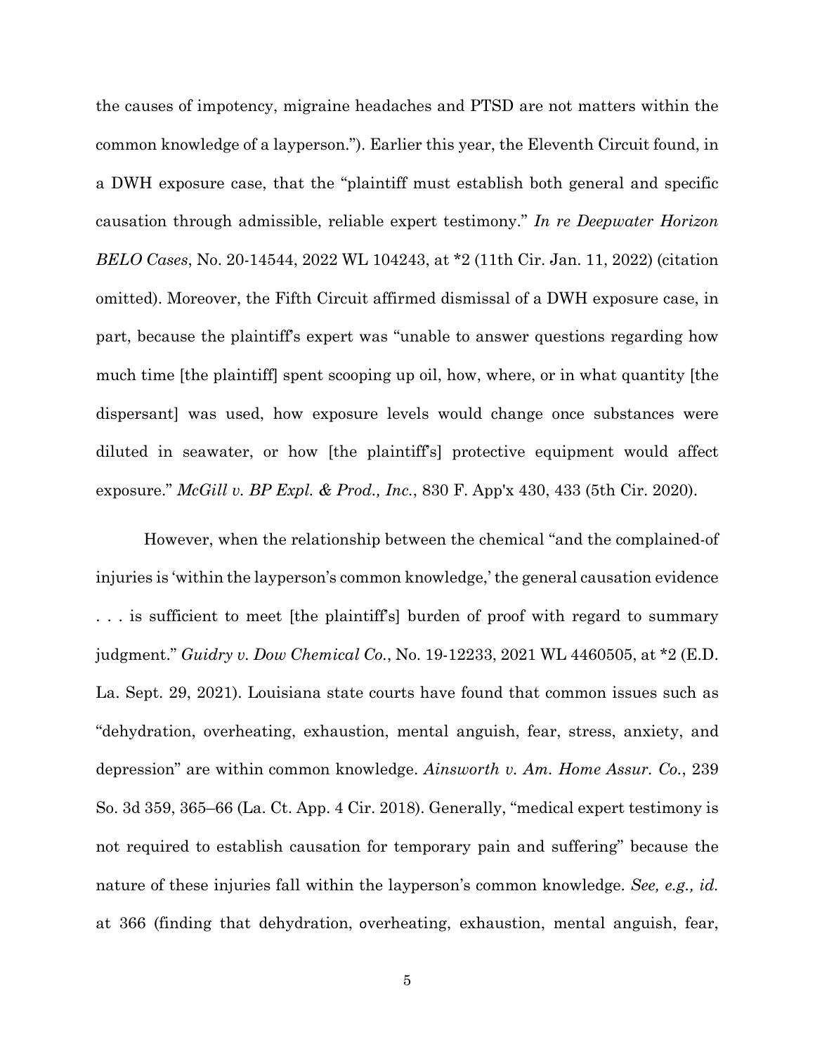the causes of impotency, migraine headaches and PTSD are not matters within the common knowledge of a layperson."). Earlier this year, the Eleventh Circuit found, in a DWH exposure case, that the "plaintiff must establish both general and specific causation through admissible, reliable expert testimony." *In re Deepwater Horizon BELO Cases*, No. 20-14544, 2022 WL 104243, at *2 (11th Cir. Jan. 11, 2022) (citation omitted). Moreover, the Fifth Circuit affirmed dismissal of a DWH exposure case, in part, because the plaintiff's expert was "unable to answer questions regarding how much time [the plaintiff] spent scooping up oil, how, where, or in what quantity [the dispersant] was used, how exposure levels would change once substances were diluted in seawater, or how [the plaintiff's] protective equipment would affect exposure." *McGill v. BP Expl. & Prod., Inc.*, 830 F. App'x 430, 433 (5th Cir. 2020).

However, when the relationship between the chemical "and the complained-of injuries is 'within the layperson's common knowledge,' the general causation evidence . . . is sufficient to meet [the plaintiff's] burden of proof with regard to summary judgment." *Guidry v. Dow Chemical Co.*, No. 19-12233, 2021 WL 4460505, at *2 (E.D. La. Sept. 29, 2021). Louisiana state courts have found that common issues such as "dehydration, overheating, exhaustion, mental anguish, fear, stress, anxiety, and depression" are within common knowledge. *Ainsworth v. Am. Home Assur. Co.*, 239 So. 3d 359, 365–66 (La. Ct. App. 4 Cir. 2018). Generally, "medical expert testimony is not required to establish causation for temporary pain and suffering" because the nature of these injuries fall within the layperson's common knowledge. *See, e.g., id.* at 366 (finding that dehydration, overheating, exhaustion, mental anguish, fear,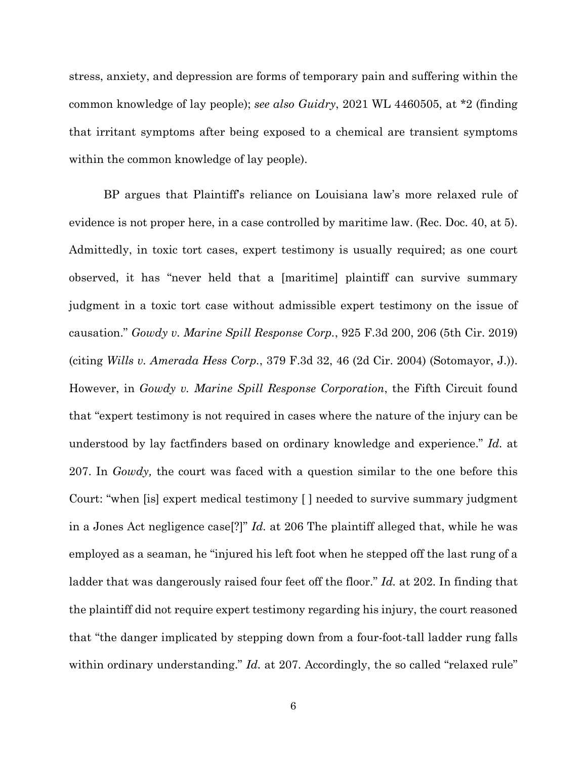stress, anxiety, and depression are forms of temporary pain and suffering within the common knowledge of lay people); *see also Guidry*, 2021 WL 4460505, at *2 (finding that irritant symptoms after being exposed to a chemical are transient symptoms within the common knowledge of lay people).

BP argues that Plaintiff's reliance on Louisiana law's more relaxed rule of evidence is not proper here, in a case controlled by maritime law. (Rec. Doc. 40, at 5). Admittedly, in toxic tort cases, expert testimony is usually required; as one court observed, it has "never held that a [maritime] plaintiff can survive summary judgment in a toxic tort case without admissible expert testimony on the issue of causation." *Gowdy v. Marine Spill Response Corp.*, 925 F.3d 200, 206 (5th Cir. 2019) (citing *Wills v. Amerada Hess Corp.*, 379 F.3d 32, 46 (2d Cir. 2004) (Sotomayor, J.)). However, in *Gowdy v. Marine Spill Response Corporation*, the Fifth Circuit found that "expert testimony is not required in cases where the nature of the injury can be understood by lay factfinders based on ordinary knowledge and experience." *Id.* at 207. In *Gowdy,* the court was faced with a question similar to the one before this Court: "when [is] expert medical testimony [ ] needed to survive summary judgment in a Jones Act negligence case[?]" *Id.* at 206 The plaintiff alleged that, while he was employed as a seaman, he "injured his left foot when he stepped off the last rung of a ladder that was dangerously raised four feet off the floor." *Id.* at 202. In finding that the plaintiff did not require expert testimony regarding his injury, the court reasoned that "the danger implicated by stepping down from a four-foot-tall ladder rung falls within ordinary understanding." *Id.* at 207. Accordingly, the so called "relaxed rule"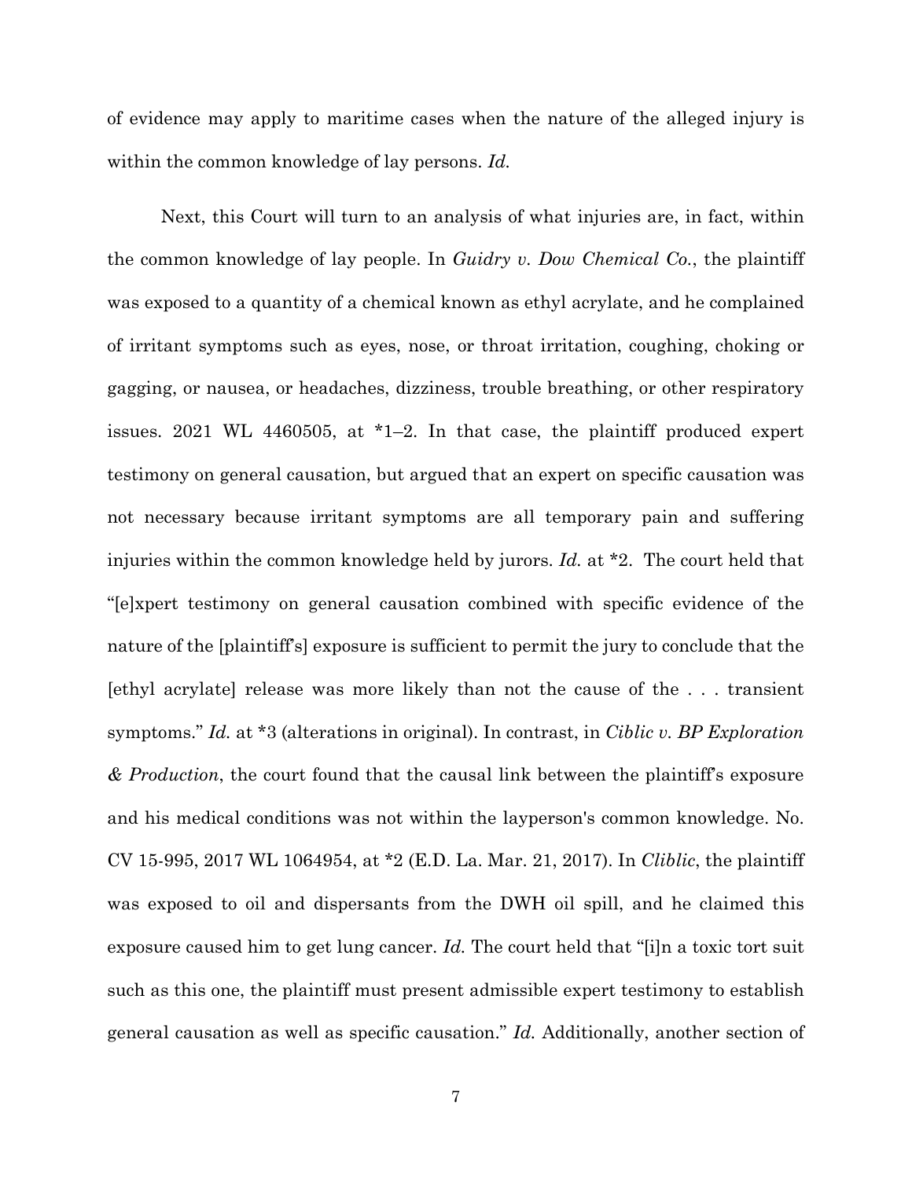of evidence may apply to maritime cases when the nature of the alleged injury is within the common knowledge of lay persons. *Id.*

Next, this Court will turn to an analysis of what injuries are, in fact, within the common knowledge of lay people. In *Guidry v. Dow Chemical Co.*, the plaintiff was exposed to a quantity of a chemical known as ethyl acrylate, and he complained of irritant symptoms such as eyes, nose, or throat irritation, coughing, choking or gagging, or nausea, or headaches, dizziness, trouble breathing, or other respiratory issues. 2021 WL 4460505, at *1–2. In that case, the plaintiff produced expert testimony on general causation, but argued that an expert on specific causation was not necessary because irritant symptoms are all temporary pain and suffering injuries within the common knowledge held by jurors. *Id.* at *2. The court held that "[e]xpert testimony on general causation combined with specific evidence of the nature of the [plaintiff's] exposure is sufficient to permit the jury to conclude that the [ethyl acrylate] release was more likely than not the cause of the . . . transient symptoms." *Id.* at *3 (alterations in original). In contrast, in *Ciblic v. BP Exploration & Production*, the court found that the causal link between the plaintiff's exposure and his medical conditions was not within the layperson's common knowledge. No. CV 15-995, 2017 WL 1064954, at *2 (E.D. La. Mar. 21, 2017). In *Cliblic*, the plaintiff was exposed to oil and dispersants from the DWH oil spill, and he claimed this exposure caused him to get lung cancer. *Id.* The court held that "[i]n a toxic tort suit such as this one, the plaintiff must present admissible expert testimony to establish general causation as well as specific causation." *Id.* Additionally, another section of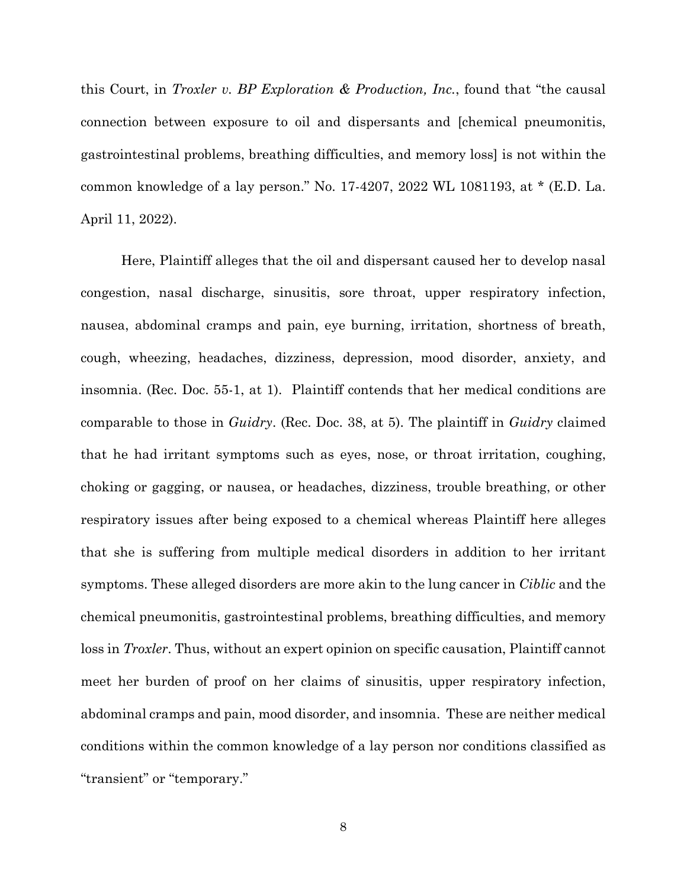this Court, in *Troxler v. BP Exploration & Production, Inc.*, found that "the causal connection between exposure to oil and dispersants and [chemical pneumonitis, gastrointestinal problems, breathing difficulties, and memory loss] is not within the common knowledge of a lay person." No. 17-4207, 2022 WL 1081193, at * (E.D. La. April 11, 2022).

Here, Plaintiff alleges that the oil and dispersant caused her to develop nasal congestion, nasal discharge, sinusitis, sore throat, upper respiratory infection, nausea, abdominal cramps and pain, eye burning, irritation, shortness of breath, cough, wheezing, headaches, dizziness, depression, mood disorder, anxiety, and insomnia. (Rec. Doc. 55-1, at 1). Plaintiff contends that her medical conditions are comparable to those in *Guidry*. (Rec. Doc. 38, at 5). The plaintiff in *Guidry* claimed that he had irritant symptoms such as eyes, nose, or throat irritation, coughing, choking or gagging, or nausea, or headaches, dizziness, trouble breathing, or other respiratory issues after being exposed to a chemical whereas Plaintiff here alleges that she is suffering from multiple medical disorders in addition to her irritant symptoms. These alleged disorders are more akin to the lung cancer in *Ciblic* and the chemical pneumonitis, gastrointestinal problems, breathing difficulties, and memory loss in *Troxler*. Thus, without an expert opinion on specific causation, Plaintiff cannot meet her burden of proof on her claims of sinusitis, upper respiratory infection, abdominal cramps and pain, mood disorder, and insomnia. These are neither medical conditions within the common knowledge of a lay person nor conditions classified as "transient" or "temporary."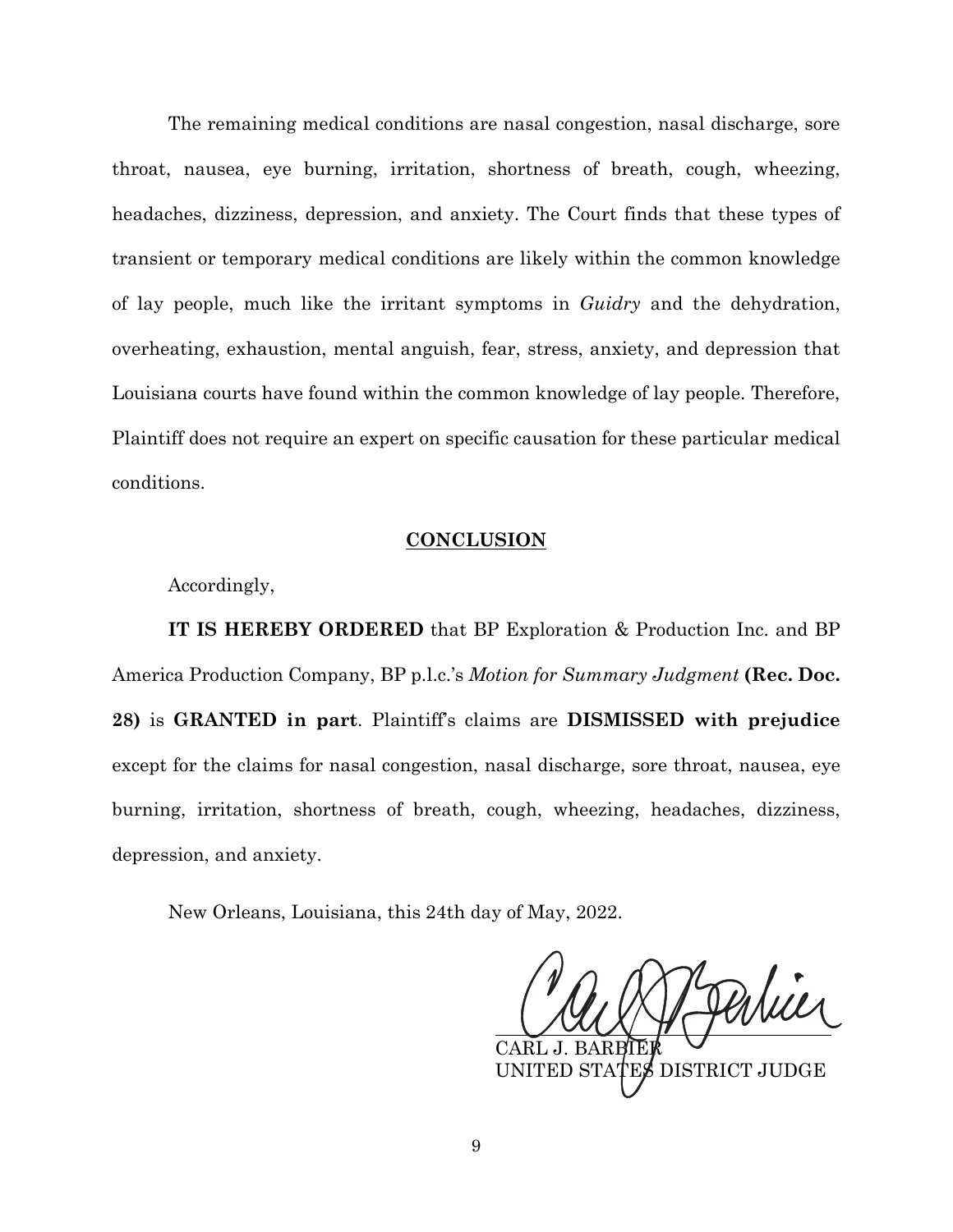The remaining medical conditions are nasal congestion, nasal discharge, sore throat, nausea, eye burning, irritation, shortness of breath, cough, wheezing, headaches, dizziness, depression, and anxiety. The Court finds that these types of transient or temporary medical conditions are likely within the common knowledge of lay people, much like the irritant symptoms in *Guidry* and the dehydration, overheating, exhaustion, mental anguish, fear, stress, anxiety, and depression that Louisiana courts have found within the common knowledge of lay people. Therefore, Plaintiff does not require an expert on specific causation for these particular medical conditions.

## CONCLUSION

Accordingly,

**IT IS HEREBY ORDERED** that BP Exploration & Production Inc. and BP America Production Company, BP p.l.c.'s *Motion for Summary Judgment* **(Rec. Doc. 28)** is **GRANTED in part**. Plaintiff's claims are **DISMISSED with prejudice** except for the claims for nasal congestion, nasal discharge, sore throat, nausea, eye burning, irritation, shortness of breath, cough, wheezing, headaches, dizziness, depression, and anxiety.

New Orleans, Louisiana, this 24th day of May, 2022.

CARL J. BARBIER
UNITED STATES DISTRICT JUDGE